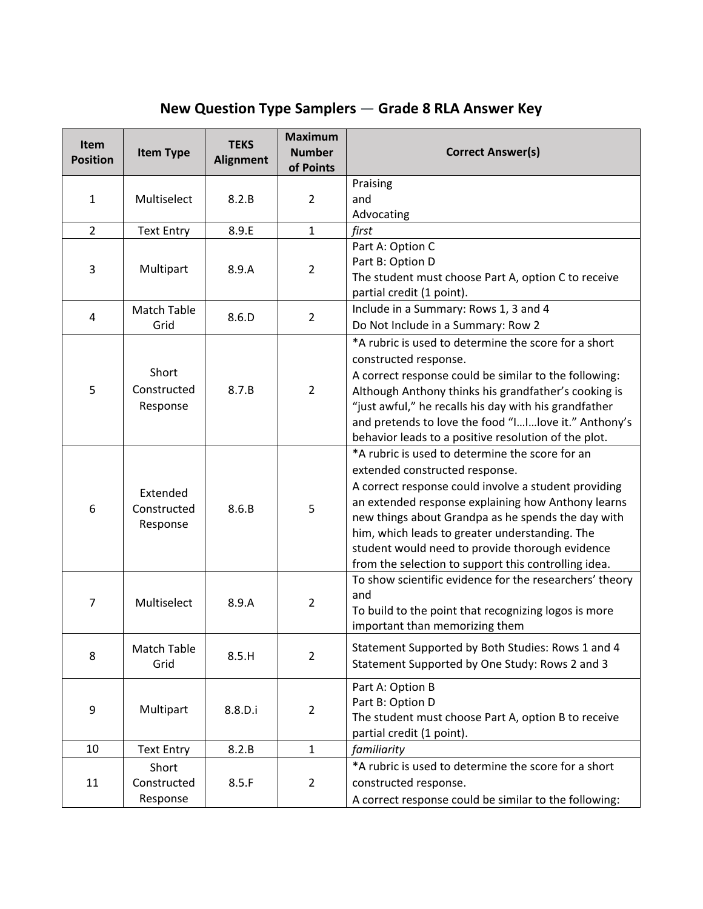# New Question Type Samplers — Grade 8 RLA Answer Key

| Item Position | Item Type | TEKS Alignment | Maximum Number of Points | Correct Answer(s) |
|---|---|---|---|---|
| 1 | Multiselect | 8.2.B | 2 | Praising<br>and<br>Advocating |
| 2 | Text Entry | 8.9.E | 1 | *first* |
| 3 | Multipart | 8.9.A | 2 | Part A: Option C<br>Part B: Option D<br>The student must choose Part A, option C to receive partial credit (1 point). |
| 4 | Match Table Grid | 8.6.D | 2 | Include in a Summary: Rows 1, 3 and 4<br>Do Not Include in a Summary: Row 2 |
| 5 | Short Constructed Response | 8.7.B | 2 | *A rubric is used to determine the score for a short constructed response.<br>A correct response could be similar to the following: Although Anthony thinks his grandfather's cooking is "just awful," he recalls his day with his grandfather and pretends to love the food "I…I…love it." Anthony's behavior leads to a positive resolution of the plot. |
| 6 | Extended Constructed Response | 8.6.B | 5 | *A rubric is used to determine the score for an extended constructed response.<br>A correct response could involve a student providing an extended response explaining how Anthony learns new things about Grandpa as he spends the day with him, which leads to greater understanding. The student would need to provide thorough evidence from the selection to support this controlling idea. |
| 7 | Multiselect | 8.9.A | 2 | To show scientific evidence for the researchers' theory<br>and<br>To build to the point that recognizing logos is more important than memorizing them |
| 8 | Match Table Grid | 8.5.H | 2 | Statement Supported by Both Studies: Rows 1 and 4<br>Statement Supported by One Study: Rows 2 and 3 |
| 9 | Multipart | 8.8.D.i | 2 | Part A: Option B<br>Part B: Option D<br>The student must choose Part A, option B to receive partial credit (1 point). |
| 10 | Text Entry | 8.2.B | 1 | *familiarity* |
| 11 | Short Constructed Response | 8.5.F | 2 | *A rubric is used to determine the score for a short constructed response.<br>A correct response could be similar to the following: |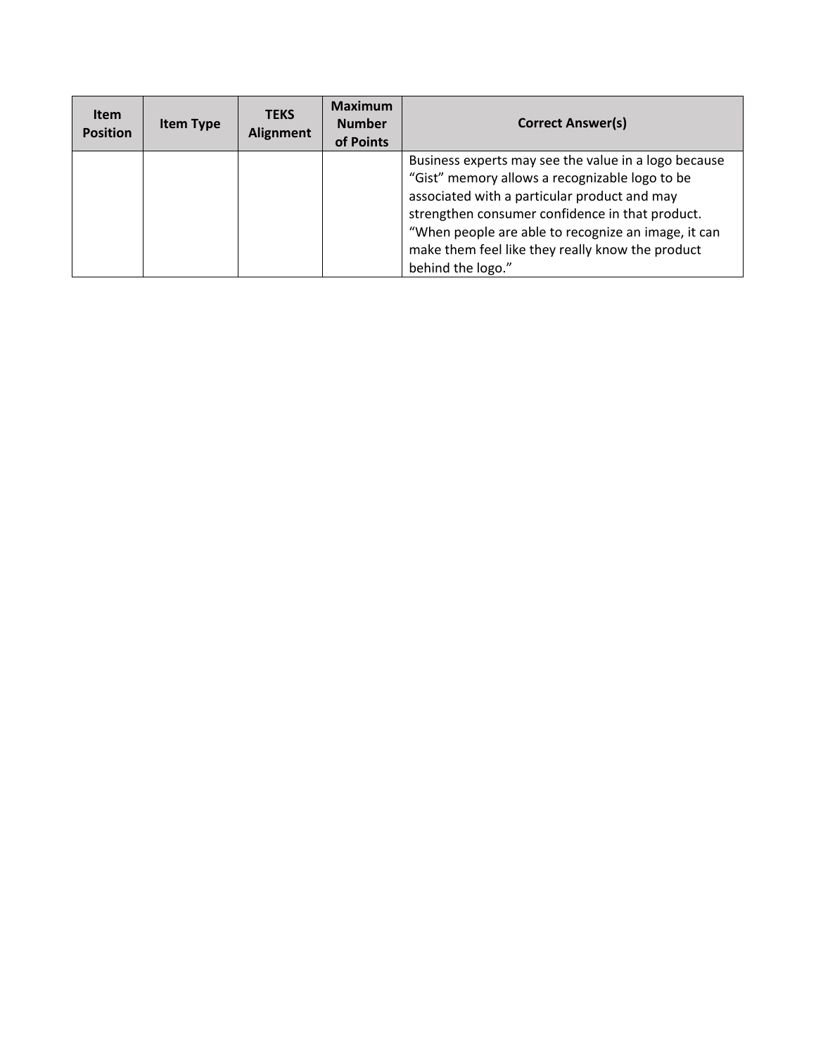| Item Position | Item Type | TEKS Alignment | Maximum Number of Points | Correct Answer(s) |
|---|---|---|---|---|
| | | | | Business experts may see the value in a logo because "Gist" memory allows a recognizable logo to be associated with a particular product and may strengthen consumer confidence in that product. "When people are able to recognize an image, it can make them feel like they really know the product behind the logo." |